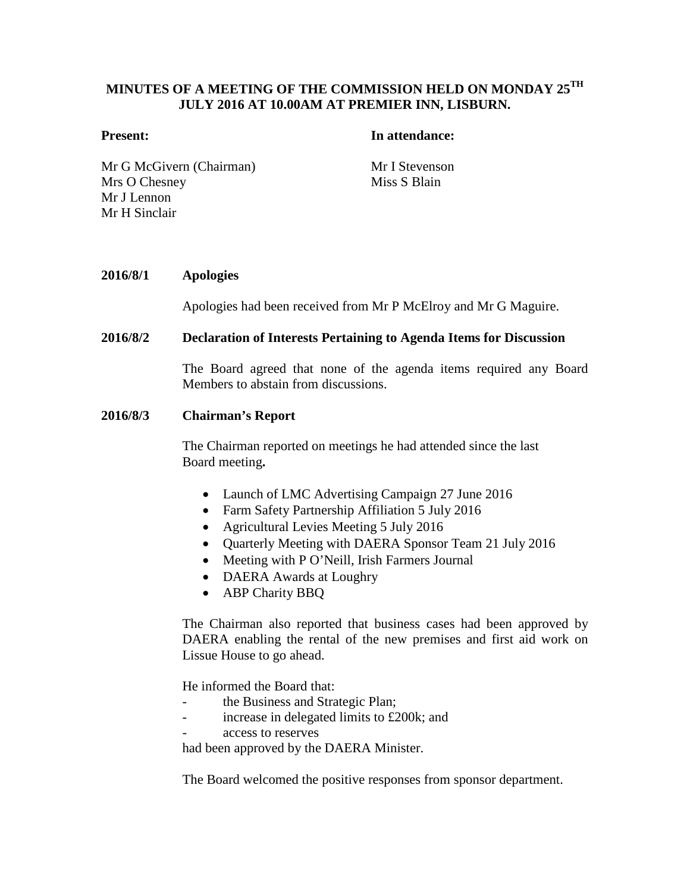**MINUTES OF A MEETING OF THE COMMISSION HELD ON MONDAY 25TH JULY 2016 AT 10.00AM AT PREMIER INN, LISBURN.**

**Present:**

Mr G McGivern (Chairman)
Mrs O Chesney
Mr J Lennon
Mr H Sinclair

**In attendance:**

Mr I Stevenson
Miss S Blain

**2016/8/1 Apologies**

Apologies had been received from Mr P McElroy and Mr G Maguire.

**2016/8/2 Declaration of Interests Pertaining to Agenda Items for Discussion**

The Board agreed that none of the agenda items required any Board Members to abstain from discussions.

**2016/8/3 Chairman's Report**

The Chairman reported on meetings he had attended since the last Board meeting**.**

- Launch of LMC Advertising Campaign 27 June 2016
- Farm Safety Partnership Affiliation 5 July 2016
- Agricultural Levies Meeting 5 July 2016
- Quarterly Meeting with DAERA Sponsor Team 21 July 2016
- Meeting with P O'Neill, Irish Farmers Journal
- DAERA Awards at Loughry
- ABP Charity BBQ

The Chairman also reported that business cases had been approved by DAERA enabling the rental of the new premises and first aid work on Lissue House to go ahead.

He informed the Board that:

- the Business and Strategic Plan;
- increase in delegated limits to £200k; and
- access to reserves

had been approved by the DAERA Minister.

The Board welcomed the positive responses from sponsor department.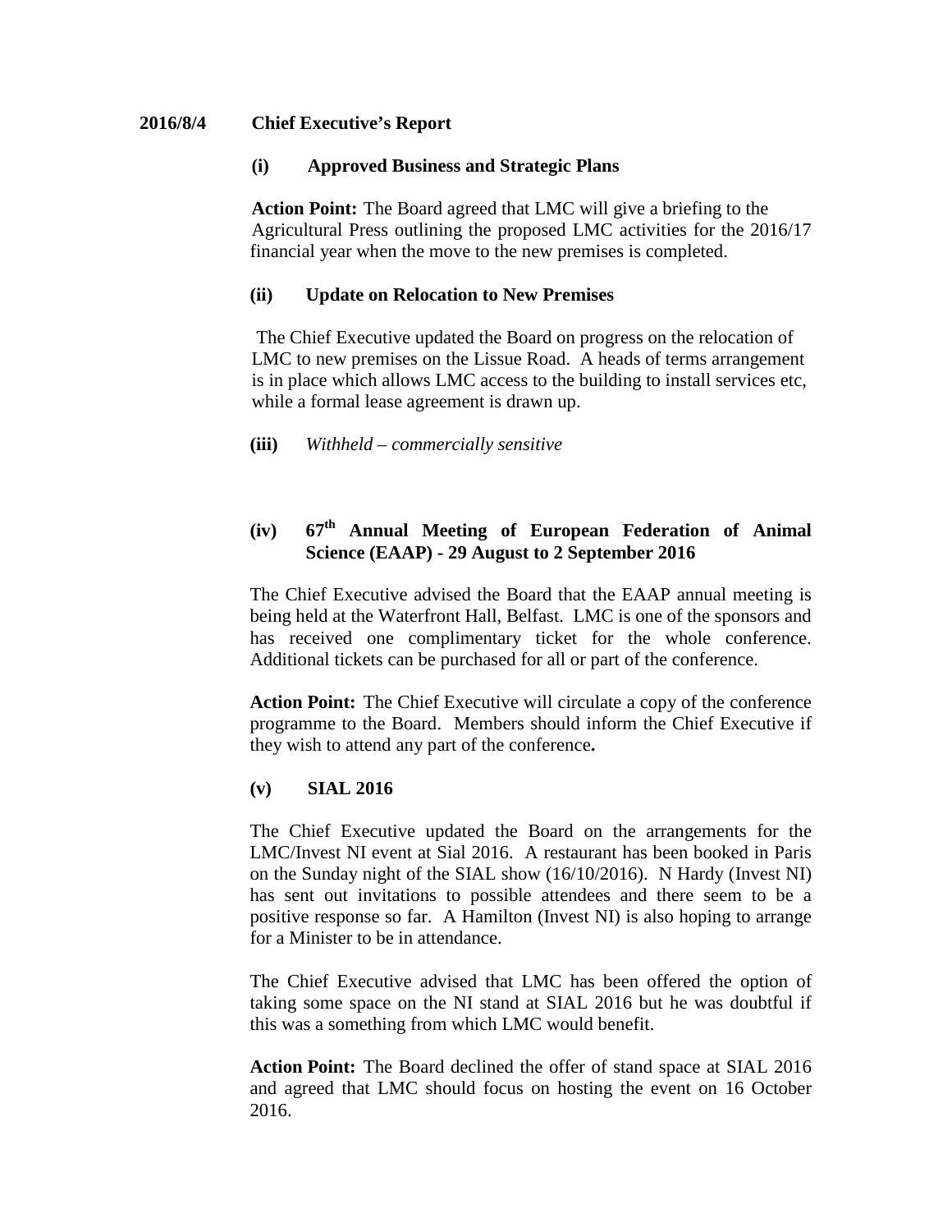**2016/8/4 Chief Executive's Report**

**(i) Approved Business and Strategic Plans**

**Action Point:** The Board agreed that LMC will give a briefing to the Agricultural Press outlining the proposed LMC activities for the 2016/17 financial year when the move to the new premises is completed.

**(ii) Update on Relocation to New Premises**

The Chief Executive updated the Board on progress on the relocation of LMC to new premises on the Lissue Road. A heads of terms arrangement is in place which allows LMC access to the building to install services etc, while a formal lease agreement is drawn up.

**(iii)** *Withheld – commercially sensitive*

**(iv) 67th Annual Meeting of European Federation of Animal Science (EAAP) - 29 August to 2 September 2016**

The Chief Executive advised the Board that the EAAP annual meeting is being held at the Waterfront Hall, Belfast. LMC is one of the sponsors and has received one complimentary ticket for the whole conference. Additional tickets can be purchased for all or part of the conference.

**Action Point:** The Chief Executive will circulate a copy of the conference programme to the Board. Members should inform the Chief Executive if they wish to attend any part of the conference**.**

**(v) SIAL 2016**

The Chief Executive updated the Board on the arrangements for the LMC/Invest NI event at Sial 2016. A restaurant has been booked in Paris on the Sunday night of the SIAL show (16/10/2016). N Hardy (Invest NI) has sent out invitations to possible attendees and there seem to be a positive response so far. A Hamilton (Invest NI) is also hoping to arrange for a Minister to be in attendance.

The Chief Executive advised that LMC has been offered the option of taking some space on the NI stand at SIAL 2016 but he was doubtful if this was a something from which LMC would benefit.

**Action Point:** The Board declined the offer of stand space at SIAL 2016 and agreed that LMC should focus on hosting the event on 16 October 2016.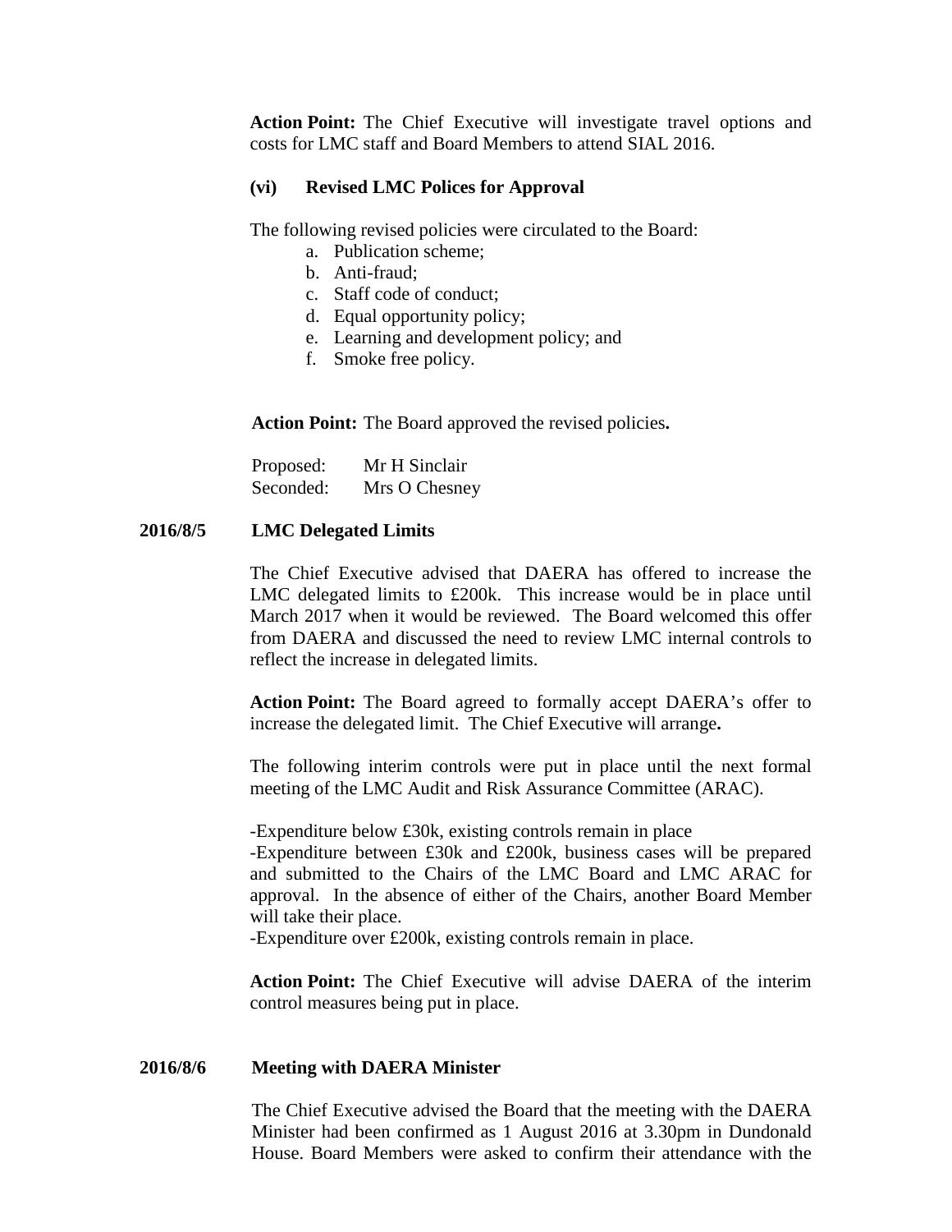**Action Point:** The Chief Executive will investigate travel options and costs for LMC staff and Board Members to attend SIAL 2016.

**(vi) Revised LMC Polices for Approval**

The following revised policies were circulated to the Board:

a. Publication scheme;
b. Anti-fraud;
c. Staff code of conduct;
d. Equal opportunity policy;
e. Learning and development policy; and
f. Smoke free policy.

**Action Point:** The Board approved the revised policies**.**

Proposed: Mr H Sinclair
Seconded: Mrs O Chesney

**2016/8/5 LMC Delegated Limits**

The Chief Executive advised that DAERA has offered to increase the LMC delegated limits to £200k. This increase would be in place until March 2017 when it would be reviewed. The Board welcomed this offer from DAERA and discussed the need to review LMC internal controls to reflect the increase in delegated limits.

**Action Point:** The Board agreed to formally accept DAERA's offer to increase the delegated limit. The Chief Executive will arrange**.**

The following interim controls were put in place until the next formal meeting of the LMC Audit and Risk Assurance Committee (ARAC).

-Expenditure below £30k, existing controls remain in place
-Expenditure between £30k and £200k, business cases will be prepared and submitted to the Chairs of the LMC Board and LMC ARAC for approval. In the absence of either of the Chairs, another Board Member will take their place.
-Expenditure over £200k, existing controls remain in place.

**Action Point:** The Chief Executive will advise DAERA of the interim control measures being put in place.

**2016/8/6 Meeting with DAERA Minister**

The Chief Executive advised the Board that the meeting with the DAERA Minister had been confirmed as 1 August 2016 at 3.30pm in Dundonald House. Board Members were asked to confirm their attendance with the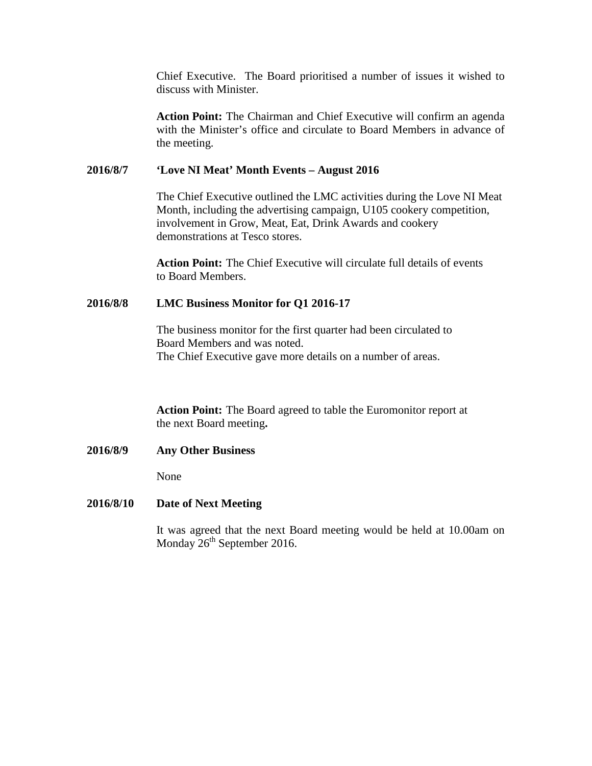Chief Executive. The Board prioritised a number of issues it wished to discuss with Minister.

**Action Point:** The Chairman and Chief Executive will confirm an agenda with the Minister's office and circulate to Board Members in advance of the meeting.

**2016/8/7 'Love NI Meat' Month Events – August 2016**

The Chief Executive outlined the LMC activities during the Love NI Meat Month, including the advertising campaign, U105 cookery competition, involvement in Grow, Meat, Eat, Drink Awards and cookery demonstrations at Tesco stores.

**Action Point:** The Chief Executive will circulate full details of events to Board Members.

**2016/8/8 LMC Business Monitor for Q1 2016-17**

The business monitor for the first quarter had been circulated to Board Members and was noted.
The Chief Executive gave more details on a number of areas.

**Action Point:** The Board agreed to table the Euromonitor report at the next Board meeting**.**

**2016/8/9 Any Other Business**

None

**2016/8/10 Date of Next Meeting**

It was agreed that the next Board meeting would be held at 10.00am on Monday 26th September 2016.